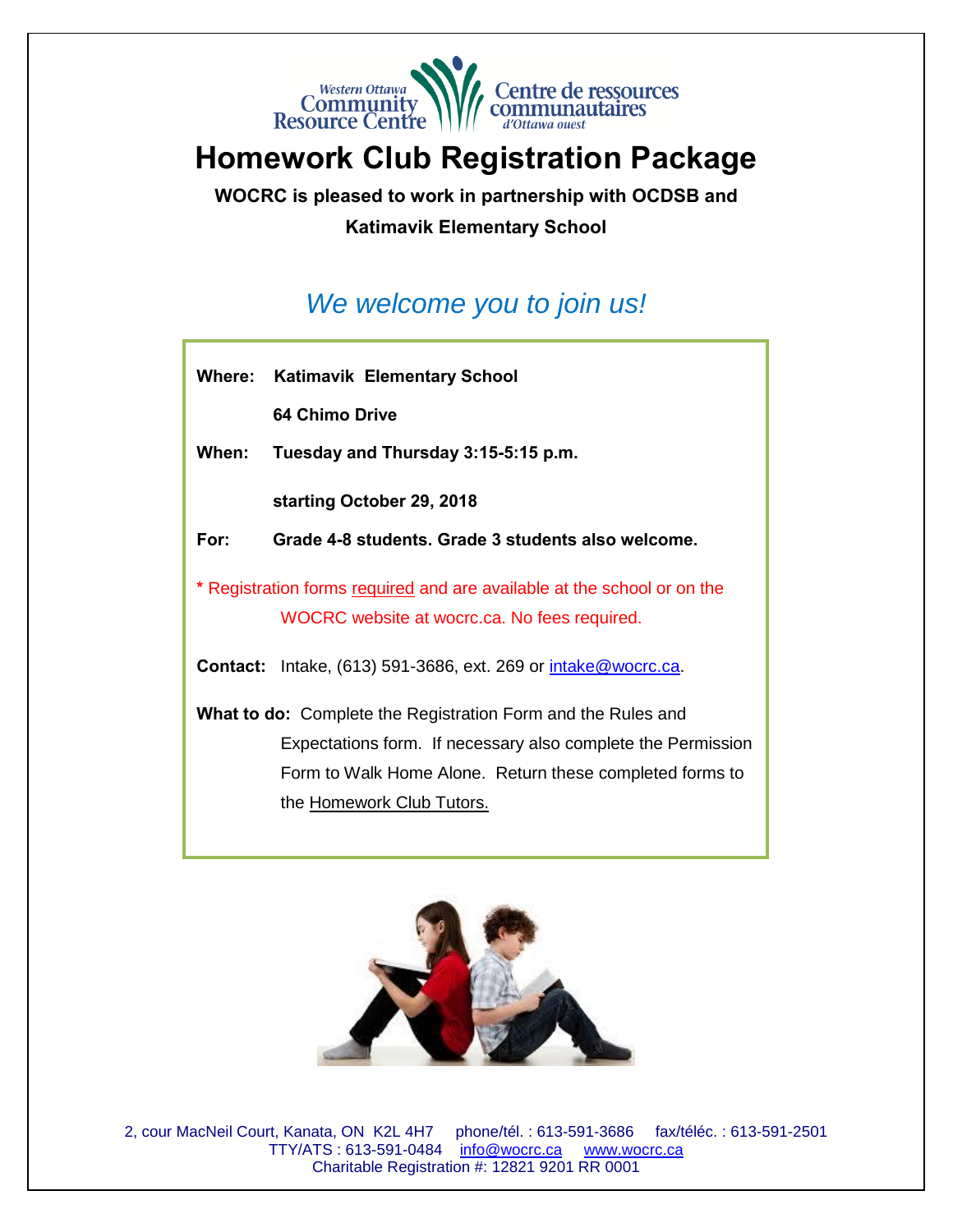Western Ottawa Community Resource Centre | Centre de ressources communautaires d'Ottawa ouest

# Homework Club Registration Package

**WOCRC is pleased to work in partnership with OCDSB and Katimavik Elementary School**

*We welcome you to join us!*

**Where:** **Katimavik Elementary School**

**64 Chimo Drive**

**When:** **Tuesday and Thursday 3:15-5:15 p.m.**

**starting October 29, 2018**

**For:** **Grade 4-8 students. Grade 3 students also welcome.**

**\*** Registration forms required and are available at the school or on the WOCRC website at wocrc.ca. No fees required.

**Contact:** Intake, (613) 591-3686, ext. 269 or intake@wocrc.ca.

**What to do:** Complete the Registration Form and the Rules and Expectations form. If necessary also complete the Permission Form to Walk Home Alone. Return these completed forms to the Homework Club Tutors.

2, cour MacNeil Court, Kanata, ON K2L 4H7 phone/tél. : 613-591-3686 fax/téléc. : 613-591-2501
TTY/ATS : 613-591-0484 info@wocrc.ca www.wocrc.ca
Charitable Registration #: 12821 9201 RR 0001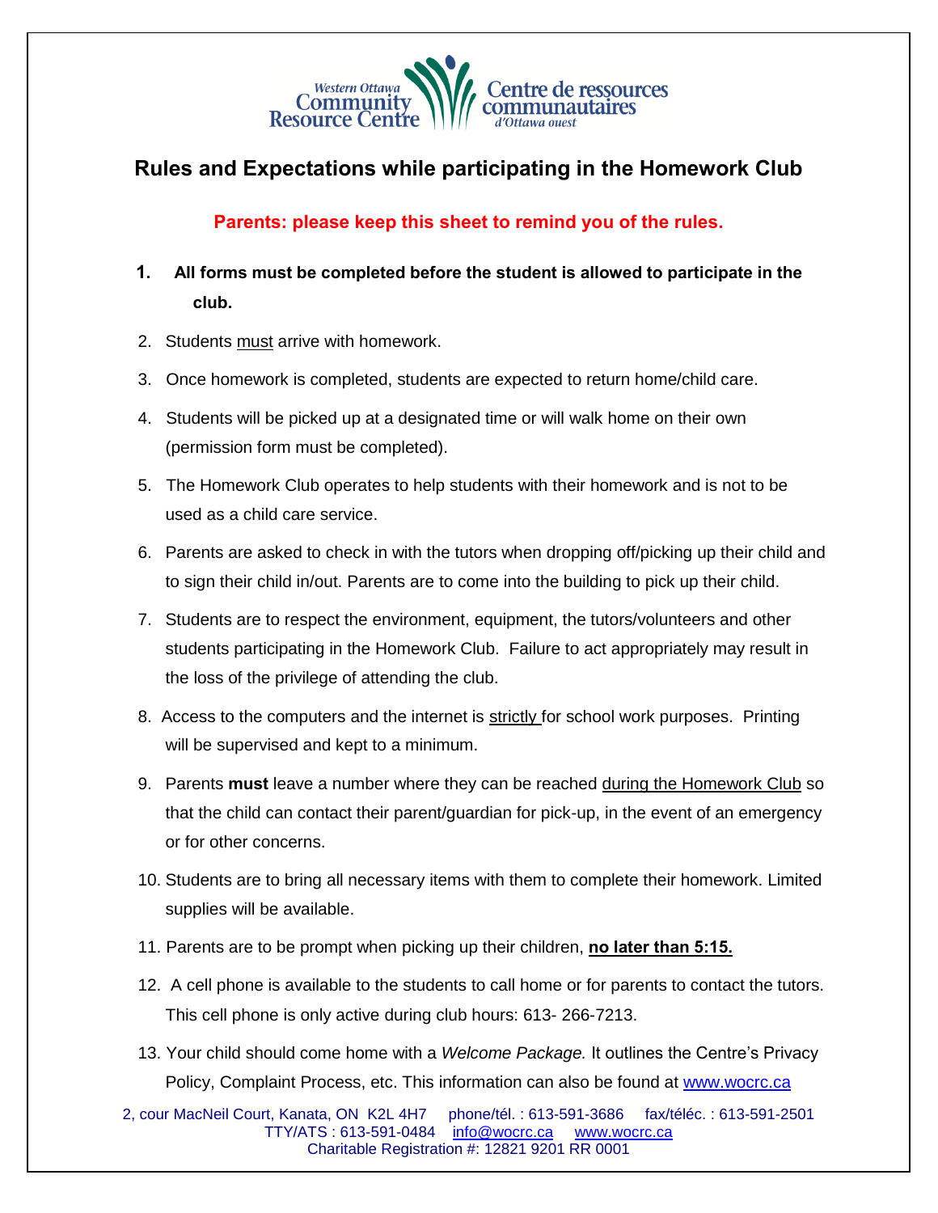Western Ottawa Community Resource Centre — Centre de ressources communautaires d'Ottawa ouest

## Rules and Expectations while participating in the Homework Club

**Parents: please keep this sheet to remind you of the rules.**

1. **All forms must be completed before the student is allowed to participate in the club.**
2. Students must arrive with homework.
3. Once homework is completed, students are expected to return home/child care.
4. Students will be picked up at a designated time or will walk home on their own (permission form must be completed).
5. The Homework Club operates to help students with their homework and is not to be used as a child care service.
6. Parents are asked to check in with the tutors when dropping off/picking up their child and to sign their child in/out. Parents are to come into the building to pick up their child.
7. Students are to respect the environment, equipment, the tutors/volunteers and other students participating in the Homework Club. Failure to act appropriately may result in the loss of the privilege of attending the club.
8. Access to the computers and the internet is strictly for school work purposes. Printing will be supervised and kept to a minimum.
9. Parents **must** leave a number where they can be reached during the Homework Club so that the child can contact their parent/guardian for pick-up, in the event of an emergency or for other concerns.
10. Students are to bring all necessary items with them to complete their homework. Limited supplies will be available.
11. Parents are to be prompt when picking up their children, **no later than 5:15.**
12. A cell phone is available to the students to call home or for parents to contact the tutors. This cell phone is only active during club hours: 613- 266-7213.
13. Your child should come home with a *Welcome Package.* It outlines the Centre's Privacy Policy, Complaint Process, etc. This information can also be found at www.wocrc.ca

2, cour MacNeil Court, Kanata, ON K2L 4H7 phone/tél. : 613-591-3686 fax/téléc. : 613-591-2501
TTY/ATS : 613-591-0484 info@wocrc.ca www.wocrc.ca
Charitable Registration #: 12821 9201 RR 0001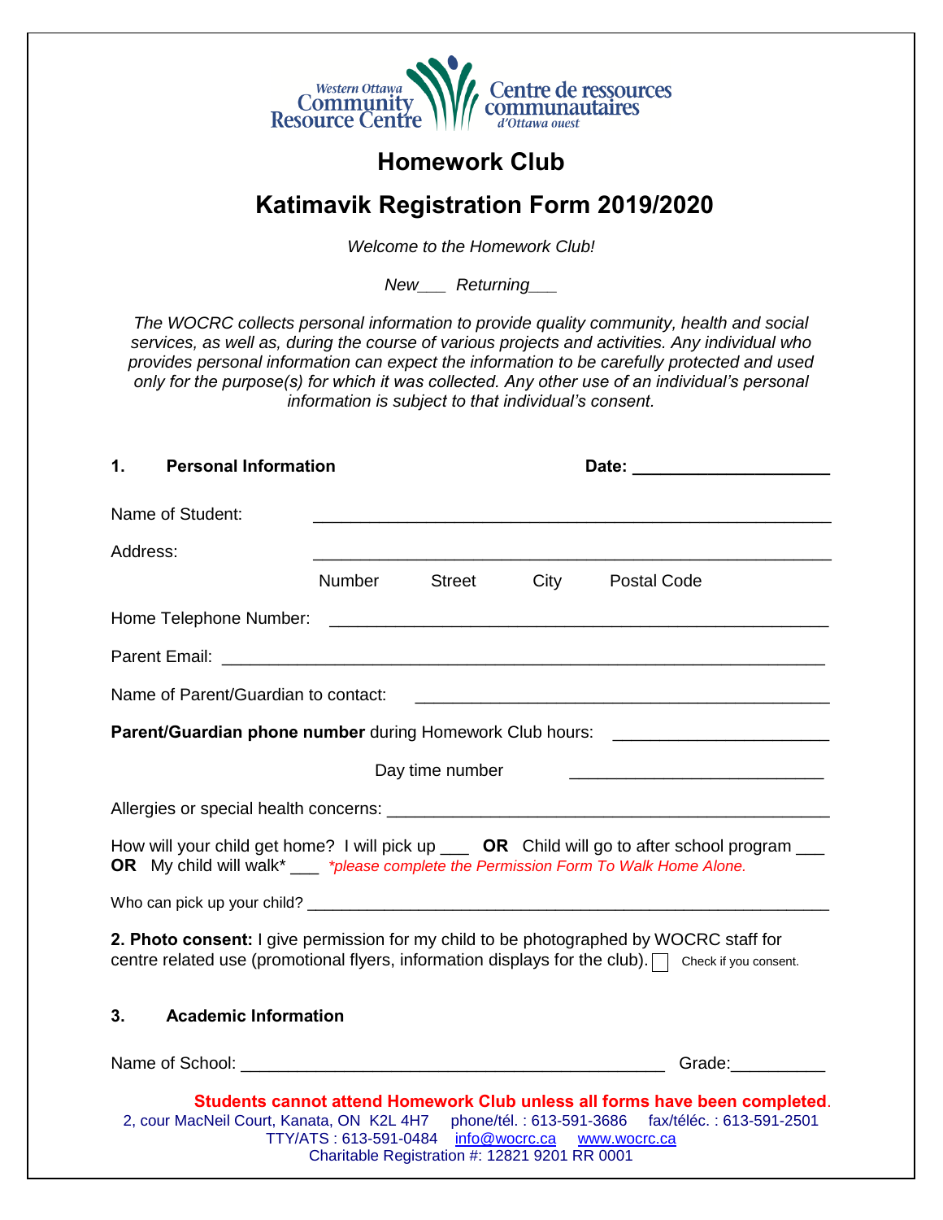Western Ottawa Community Resource Centre — Centre de ressources communautaires d'Ottawa ouest

# Homework Club

## Katimavik Registration Form 2019/2020

*Welcome to the Homework Club!*

*New___ Returning___*

*The WOCRC collects personal information to provide quality community, health and social services, as well as, during the course of various projects and activities. Any individual who provides personal information can expect the information to be carefully protected and used only for the purpose(s) for which it was collected. Any other use of an individual's personal information is subject to that individual's consent.*

### 1. Personal Information

**Date:** ____________________

Name of Student: ______________________________________________________

Address: ______________________________________________________

Number Street City Postal Code

Home Telephone Number: ______________________________________________________

Parent Email: ______________________________________________________

Name of Parent/Guardian to contact: ____________________________________________

**Parent/Guardian phone number** during Homework Club hours: ______________________

Day time number ______________________

Allergies or special health concerns: ____________________________________________

How will your child get home? I will pick up ___ **OR** Child will go to after school program ___ **OR** My child will walk* ___ *\*please complete the Permission Form To Walk Home Alone.*

Who can pick up your child? ______________________________________________________

**2. Photo consent:** I give permission for my child to be photographed by WOCRC staff for centre related use (promotional flyers, information displays for the club). ☐ Check if you consent.

### 3. Academic Information

Name of School: ____________________________________________ Grade:__________

**Students cannot attend Homework Club unless all forms have been completed.**

2, cour MacNeil Court, Kanata, ON K2L 4H7 phone/tél. : 613-591-3686 fax/téléc. : 613-591-2501
TTY/ATS : 613-591-0484 info@wocrc.ca www.wocrc.ca
Charitable Registration #: 12821 9201 RR 0001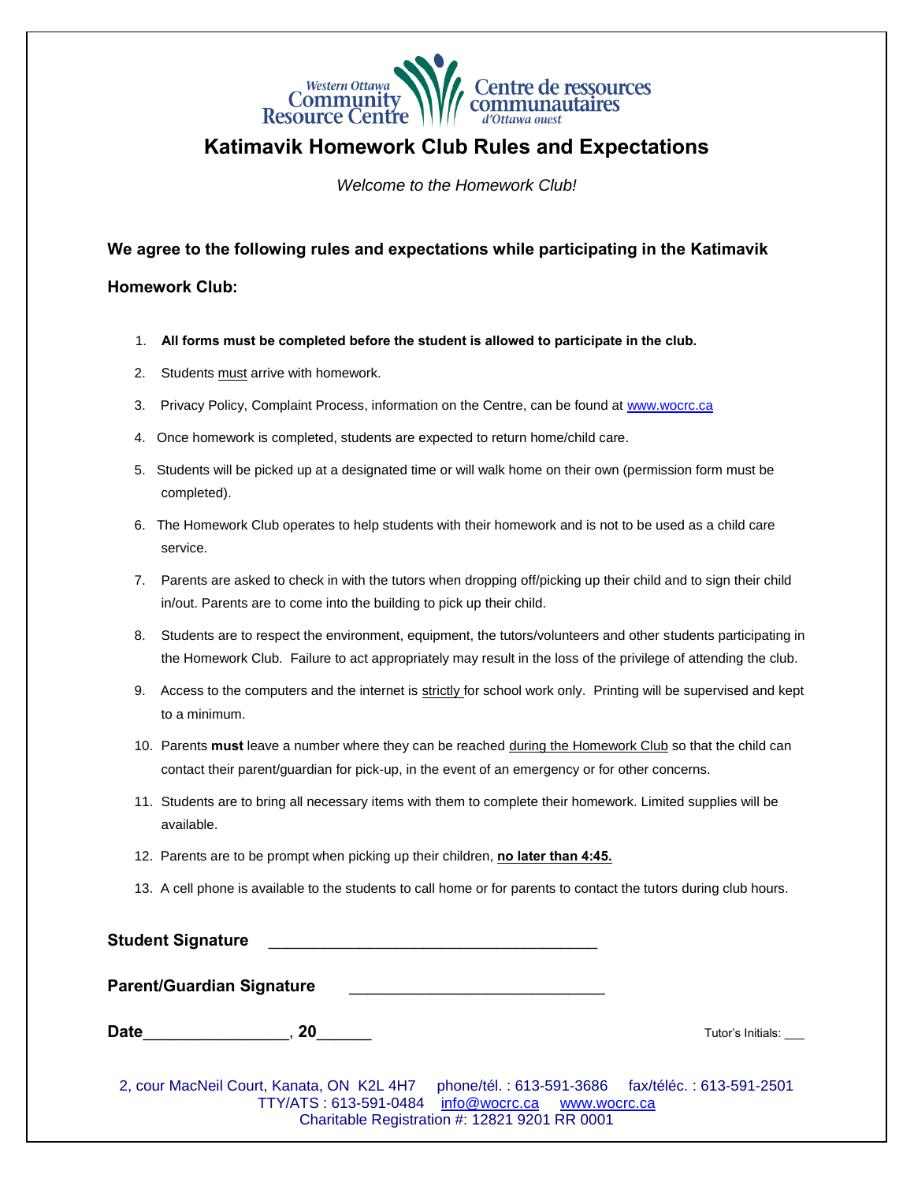Western Ottawa Community Resource Centre — Centre de ressources communautaires d'Ottawa ouest

# Katimavik Homework Club Rules and Expectations

*Welcome to the Homework Club!*

**We agree to the following rules and expectations while participating in the Katimavik Homework Club:**

1. **All forms must be completed before the student is allowed to participate in the club.**
2. Students <u>must</u> arrive with homework.
3. Privacy Policy, Complaint Process, information on the Centre, can be found at www.wocrc.ca
4. Once homework is completed, students are expected to return home/child care.
5. Students will be picked up at a designated time or will walk home on their own (permission form must be completed).
6. The Homework Club operates to help students with their homework and is not to be used as a child care service.
7. Parents are asked to check in with the tutors when dropping off/picking up their child and to sign their child in/out. Parents are to come into the building to pick up their child.
8. Students are to respect the environment, equipment, the tutors/volunteers and other students participating in the Homework Club. Failure to act appropriately may result in the loss of the privilege of attending the club.
9. Access to the computers and the internet is <u>strictly</u> for school work only. Printing will be supervised and kept to a minimum.
10. Parents **must** leave a number where they can be reached <u>during the Homework Club</u> so that the child can contact their parent/guardian for pick-up, in the event of an emergency or for other concerns.
11. Students are to bring all necessary items with them to complete their homework. Limited supplies will be available.
12. Parents are to be prompt when picking up their children, **<u>no later than 4:45.</u>**
13. A cell phone is available to the students to call home or for parents to contact the tutors during club hours.

**Student Signature** ______________________________________

**Parent/Guardian Signature** ______________________________

**Date**________________, **20**______ Tutor's Initials: ___

2, cour MacNeil Court, Kanata, ON K2L 4H7 phone/tél. : 613-591-3686 fax/téléc. : 613-591-2501
TTY/ATS : 613-591-0484 info@wocrc.ca www.wocrc.ca
Charitable Registration #: 12821 9201 RR 0001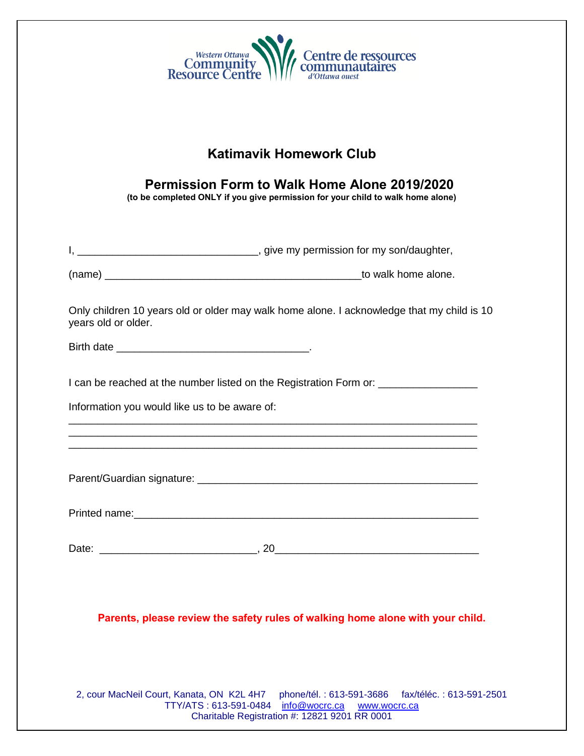Western Ottawa Community Resource Centre | Centre de ressources communautaires d'Ottawa ouest

## Katimavik Homework Club

## Permission Form to Walk Home Alone 2019/2020

**(to be completed ONLY if you give permission for your child to walk home alone)**

I, ______________________________, give my permission for my son/daughter,

(name) ____________________________________________to walk home alone.

Only children 10 years old or older may walk home alone. I acknowledge that my child is 10 years old or older.

Birth date _________________________________.

I can be reached at the number listed on the Registration Form or: ________________

Information you would like us to be aware of:

______________________________________________________________________

______________________________________________________________________

______________________________________________________________________

Parent/Guardian signature: ________________________________________________

Printed name:___________________________________________________________

Date: ___________________________, 20__________________________________

**Parents, please review the safety rules of walking home alone with your child.**

2, cour MacNeil Court, Kanata, ON K2L 4H7 phone/tél. : 613-591-3686 fax/téléc. : 613-591-2501
TTY/ATS : 613-591-0484 info@wocrc.ca www.wocrc.ca
Charitable Registration #: 12821 9201 RR 0001